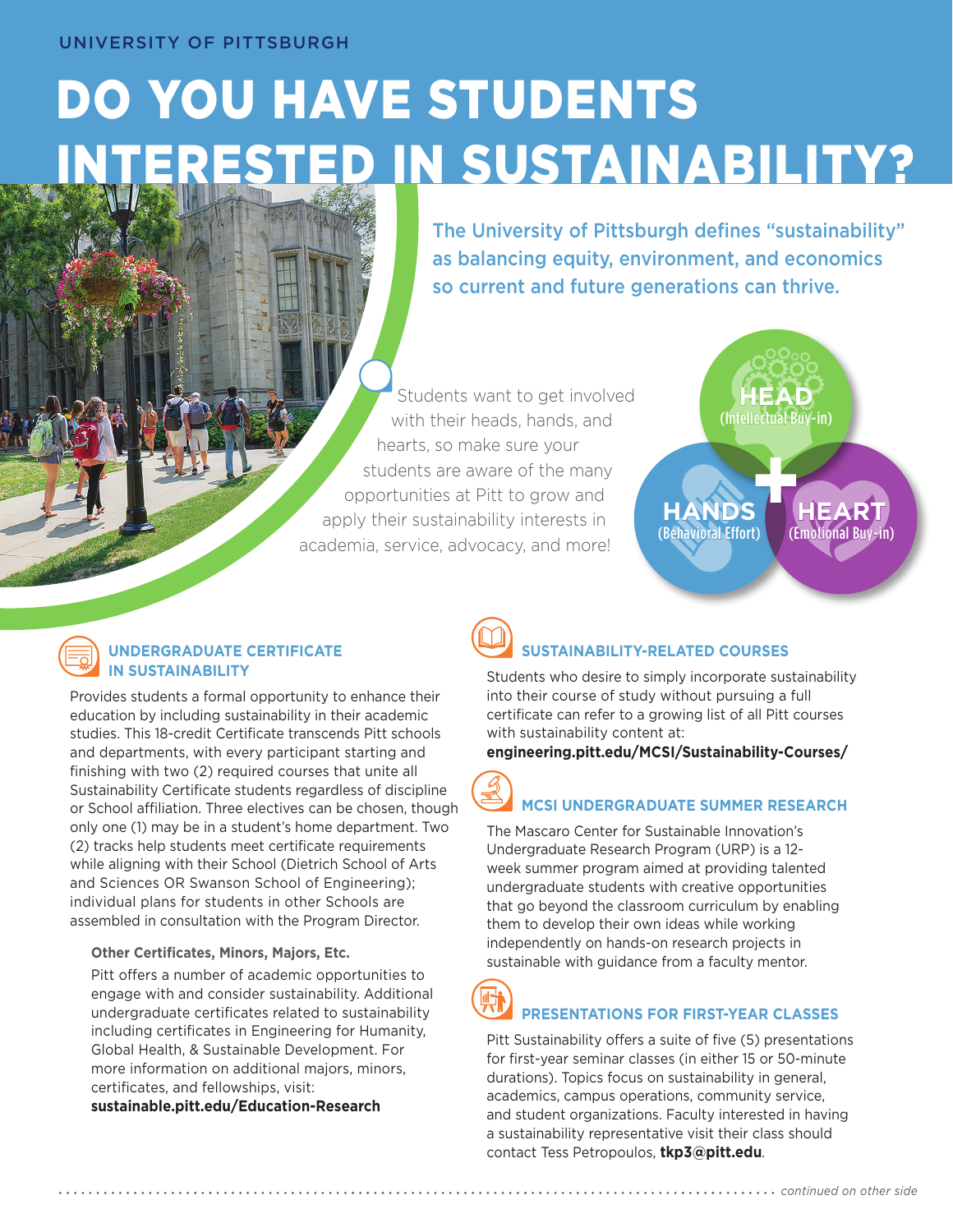UNIVERSITY OF PITTSBURGH

# DO YOU HAVE STUDENTS INTERESTED IN SUSTAINABILITY?

The University of Pittsburgh defines "sustainability" as balancing equity, environment, and economics so current and future generations can thrive.

Students want to get involved with their heads, hands, and hearts, so make sure your students are aware of the many opportunities at Pitt to grow and apply their sustainability interests in academia, service, advocacy, and more!

**HEAD** (Intellectual Buy-in) + **HANDS** (Behavioral Effort) + **HEART** (Emotional Buy-in)

## UNDERGRADUATE CERTIFICATE IN SUSTAINABILITY

Provides students a formal opportunity to enhance their education by including sustainability in their academic studies. This 18-credit Certificate transcends Pitt schools and departments, with every participant starting and finishing with two (2) required courses that unite all Sustainability Certificate students regardless of discipline or School affiliation. Three electives can be chosen, though only one (1) may be in a student's home department. Two (2) tracks help students meet certificate requirements while aligning with their School (Dietrich School of Arts and Sciences OR Swanson School of Engineering); individual plans for students in other Schools are assembled in consultation with the Program Director.

### Other Certificates, Minors, Majors, Etc.

Pitt offers a number of academic opportunities to engage with and consider sustainability. Additional undergraduate certificates related to sustainability including certificates in Engineering for Humanity, Global Health, & Sustainable Development. For more information on additional majors, minors, certificates, and fellowships, visit: **sustainable.pitt.edu/Education-Research**

## SUSTAINABILITY-RELATED COURSES

Students who desire to simply incorporate sustainability into their course of study without pursuing a full certificate can refer to a growing list of all Pitt courses with sustainability content at: **engineering.pitt.edu/MCSI/Sustainability-Courses/**

## MCSI UNDERGRADUATE SUMMER RESEARCH

The Mascaro Center for Sustainable Innovation's Undergraduate Research Program (URP) is a 12-week summer program aimed at providing talented undergraduate students with creative opportunities that go beyond the classroom curriculum by enabling them to develop their own ideas while working independently on hands-on research projects in sustainable with guidance from a faculty mentor.

## PRESENTATIONS FOR FIRST-YEAR CLASSES

Pitt Sustainability offers a suite of five (5) presentations for first-year seminar classes (in either 15 or 50-minute durations). Topics focus on sustainability in general, academics, campus operations, community service, and student organizations. Faculty interested in having a sustainability representative visit their class should contact Tess Petropoulos, **tkp3@pitt.edu**.

*continued on other side*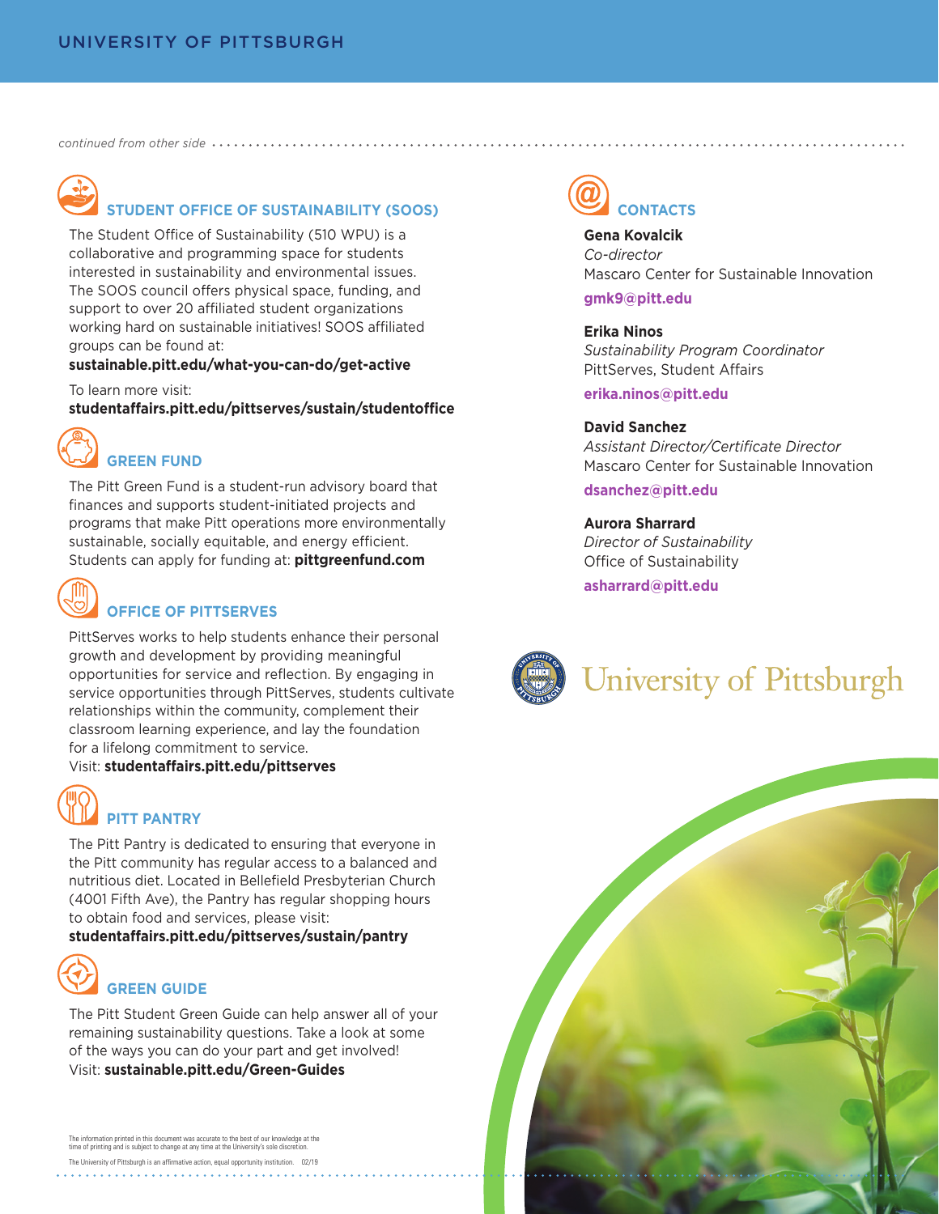*continued from other side*

## STUDENT OFFICE OF SUSTAINABILITY (SOOS)

The Student Office of Sustainability (510 WPU) is a collaborative and programming space for students interested in sustainability and environmental issues. The SOOS council offers physical space, funding, and support to over 20 affiliated student organizations working hard on sustainable initiatives! SOOS affiliated groups can be found at:
**sustainable.pitt.edu/what-you-can-do/get-active**

To learn more visit:
**studentaffairs.pitt.edu/pittserves/sustain/studentoffice**

## GREEN FUND

The Pitt Green Fund is a student-run advisory board that finances and supports student-initiated projects and programs that make Pitt operations more environmentally sustainable, socially equitable, and energy efficient. Students can apply for funding at: **pittgreenfund.com**

## OFFICE OF PITTSERVES

PittServes works to help students enhance their personal growth and development by providing meaningful opportunities for service and reflection. By engaging in service opportunities through PittServes, students cultivate relationships within the community, complement their classroom learning experience, and lay the foundation for a lifelong commitment to service.
Visit: **studentaffairs.pitt.edu/pittserves**

## PITT PANTRY

The Pitt Pantry is dedicated to ensuring that everyone in the Pitt community has regular access to a balanced and nutritious diet. Located in Bellefield Presbyterian Church (4001 Fifth Ave), the Pantry has regular shopping hours to obtain food and services, please visit:
**studentaffairs.pitt.edu/pittserves/sustain/pantry**

## GREEN GUIDE

The Pitt Student Green Guide can help answer all of your remaining sustainability questions. Take a look at some of the ways you can do your part and get involved!
Visit: **sustainable.pitt.edu/Green-Guides**

## CONTACTS

**Gena Kovalcik**
*Co-director*
Mascaro Center for Sustainable Innovation
**gmk9@pitt.edu**

**Erika Ninos**
*Sustainability Program Coordinator*
PittServes, Student Affairs
**erika.ninos@pitt.edu**

**David Sanchez**
*Assistant Director/Certificate Director*
Mascaro Center for Sustainable Innovation
**dsanchez@pitt.edu**

**Aurora Sharrard**
*Director of Sustainability*
Office of Sustainability
**asharrard@pitt.edu**

University of Pittsburgh

The information printed in this document was accurate to the best of our knowledge at the time of printing and is subject to change at any time at the University's sole discretion.

The University of Pittsburgh is an affirmative action, equal opportunity institution. 02/19